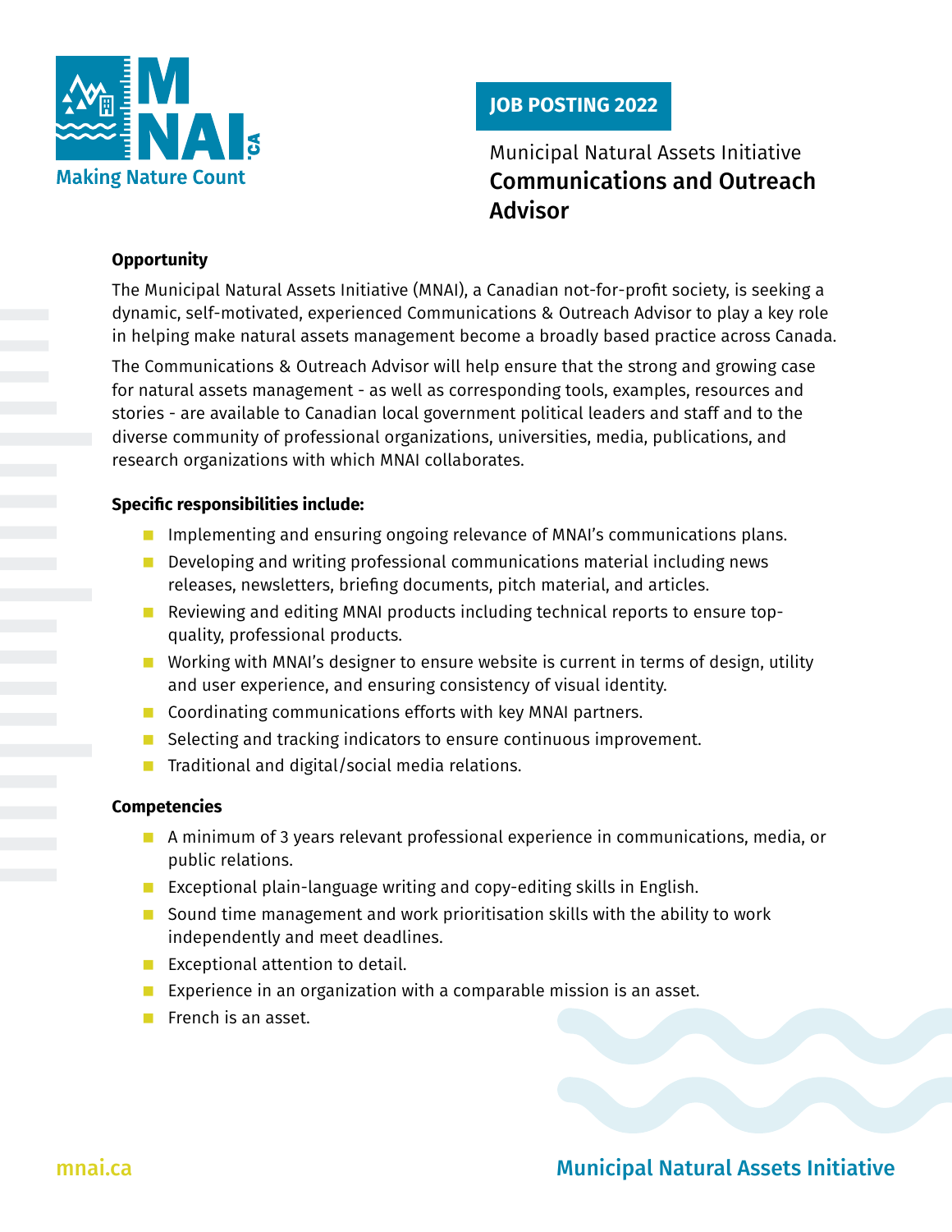# JOB POSTING 2022

Municipal Natural Assets Initiative

## Communications and Outreach Advisor

### Opportunity

The Municipal Natural Assets Initiative (MNAI), a Canadian not-for-profit society, is seeking a dynamic, self-motivated, experienced Communications & Outreach Advisor to play a key role in helping make natural assets management become a broadly based practice across Canada.

The Communications & Outreach Advisor will help ensure that the strong and growing case for natural assets management - as well as corresponding tools, examples, resources and stories - are available to Canadian local government political leaders and staff and to the diverse community of professional organizations, universities, media, publications, and research organizations with which MNAI collaborates.

### Specific responsibilities include:

- Implementing and ensuring ongoing relevance of MNAI's communications plans.
- Developing and writing professional communications material including news releases, newsletters, briefing documents, pitch material, and articles.
- Reviewing and editing MNAI products including technical reports to ensure top-quality, professional products.
- Working with MNAI's designer to ensure website is current in terms of design, utility and user experience, and ensuring consistency of visual identity.
- Coordinating communications efforts with key MNAI partners.
- Selecting and tracking indicators to ensure continuous improvement.
- Traditional and digital/social media relations.

### Competencies

- A minimum of 3 years relevant professional experience in communications, media, or public relations.
- Exceptional plain-language writing and copy-editing skills in English.
- Sound time management and work prioritisation skills with the ability to work independently and meet deadlines.
- Exceptional attention to detail.
- Experience in an organization with a comparable mission is an asset.
- French is an asset.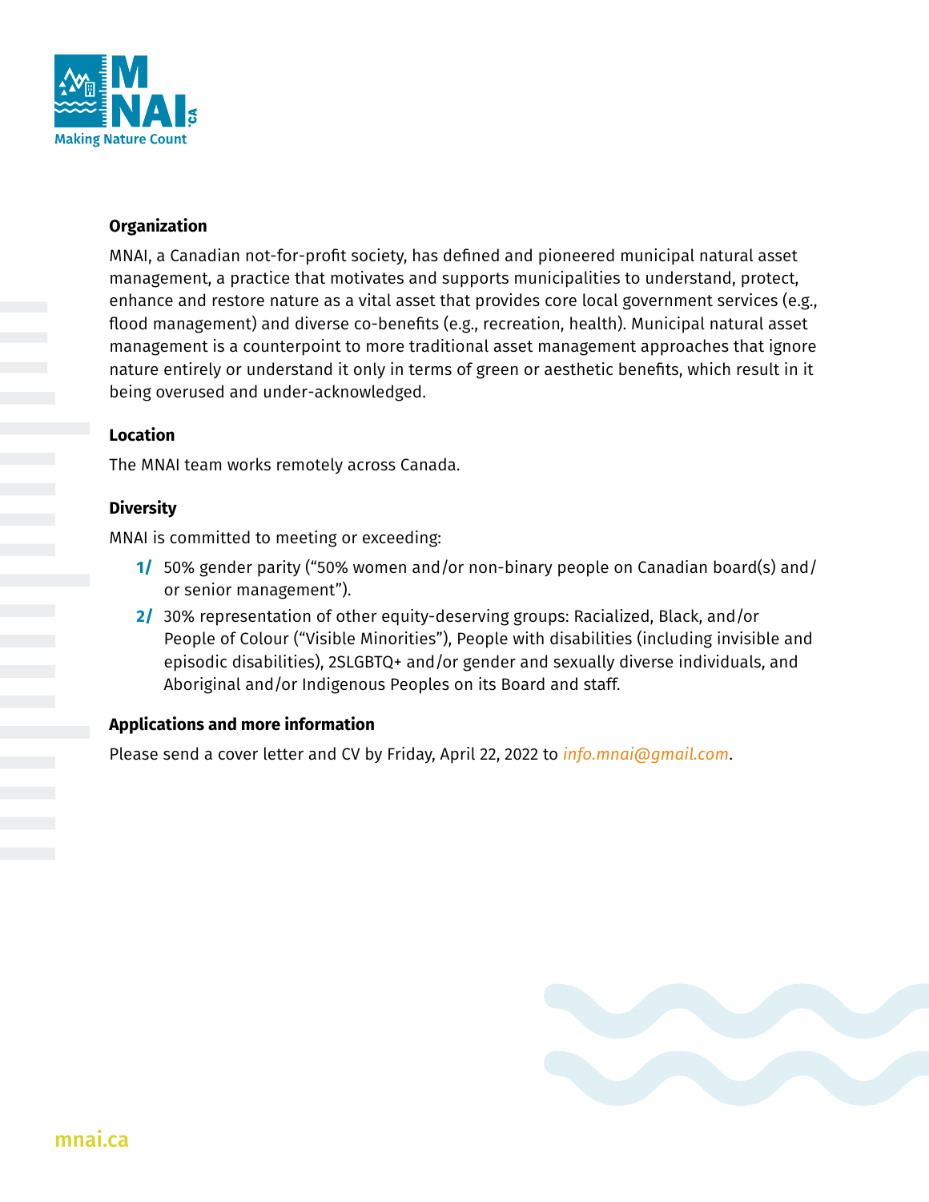**Organization**

MNAI, a Canadian not-for-profit society, has defined and pioneered municipal natural asset management, a practice that motivates and supports municipalities to understand, protect, enhance and restore nature as a vital asset that provides core local government services (e.g., flood management) and diverse co-benefits (e.g., recreation, health). Municipal natural asset management is a counterpoint to more traditional asset management approaches that ignore nature entirely or understand it only in terms of green or aesthetic benefits, which result in it being overused and under-acknowledged.

**Location**

The MNAI team works remotely across Canada.

**Diversity**

MNAI is committed to meeting or exceeding:

1/ 50% gender parity ("50% women and/or non-binary people on Canadian board(s) and/or senior management").

2/ 30% representation of other equity-deserving groups: Racialized, Black, and/or People of Colour ("Visible Minorities"), People with disabilities (including invisible and episodic disabilities), 2SLGBTQ+ and/or gender and sexually diverse individuals, and Aboriginal and/or Indigenous Peoples on its Board and staff.

**Applications and more information**

Please send a cover letter and CV by Friday, April 22, 2022 to *info.mnai@gmail.com*.